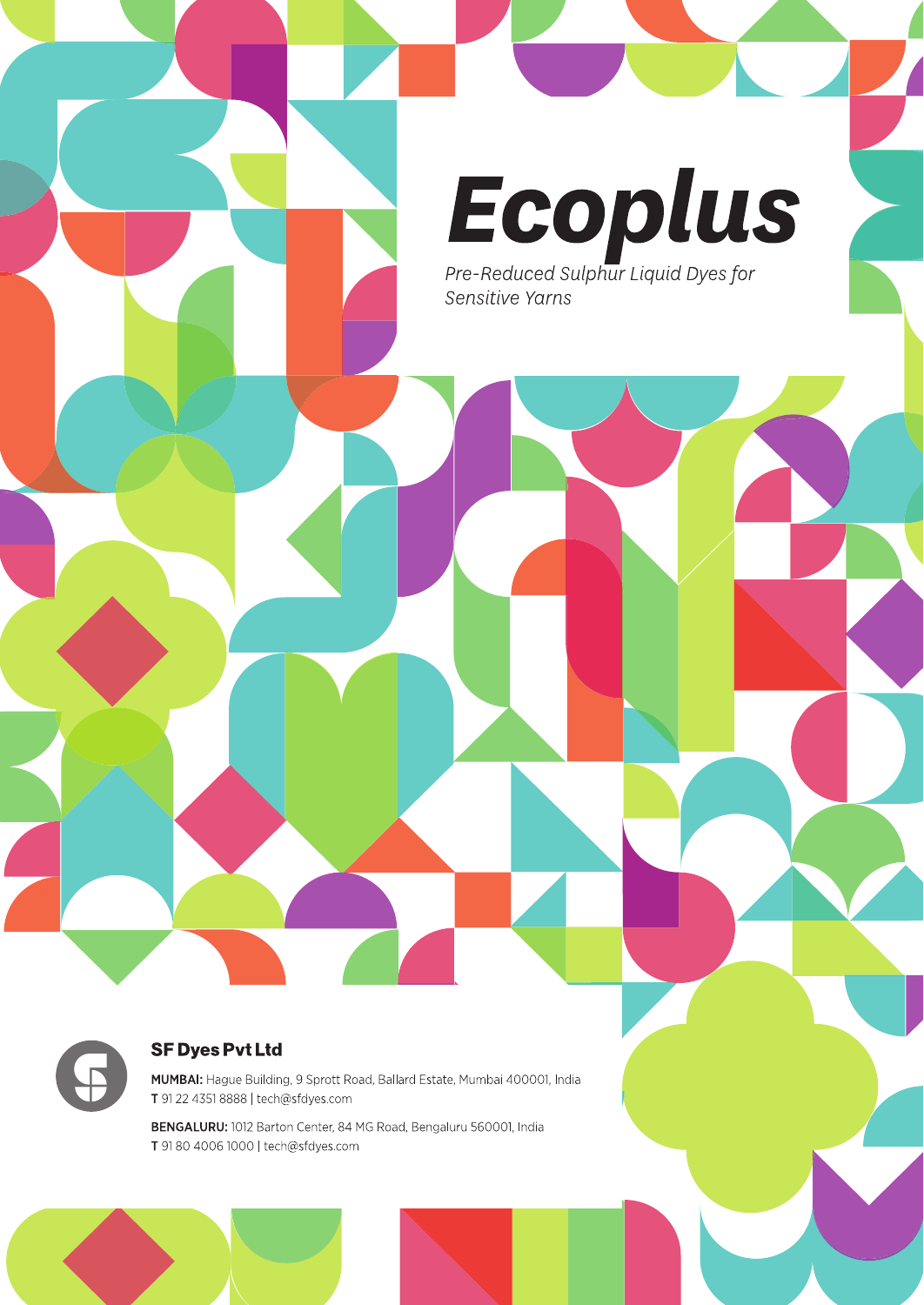# Ecoplus

*Pre-Reduced Sulphur Liquid Dyes for Sensitive Yarns*

**SF Dyes Pvt Ltd**

**MUMBAI:** Hague Building, 9 Sprott Road, Ballard Estate, Mumbai 400001, India
**T** 91 22 4351 8888 | tech@sfdyes.com

**BENGALURU:** 1012 Barton Center, 84 MG Road, Bengaluru 560001, India
**T** 91 80 4006 1000 | tech@sfdyes.com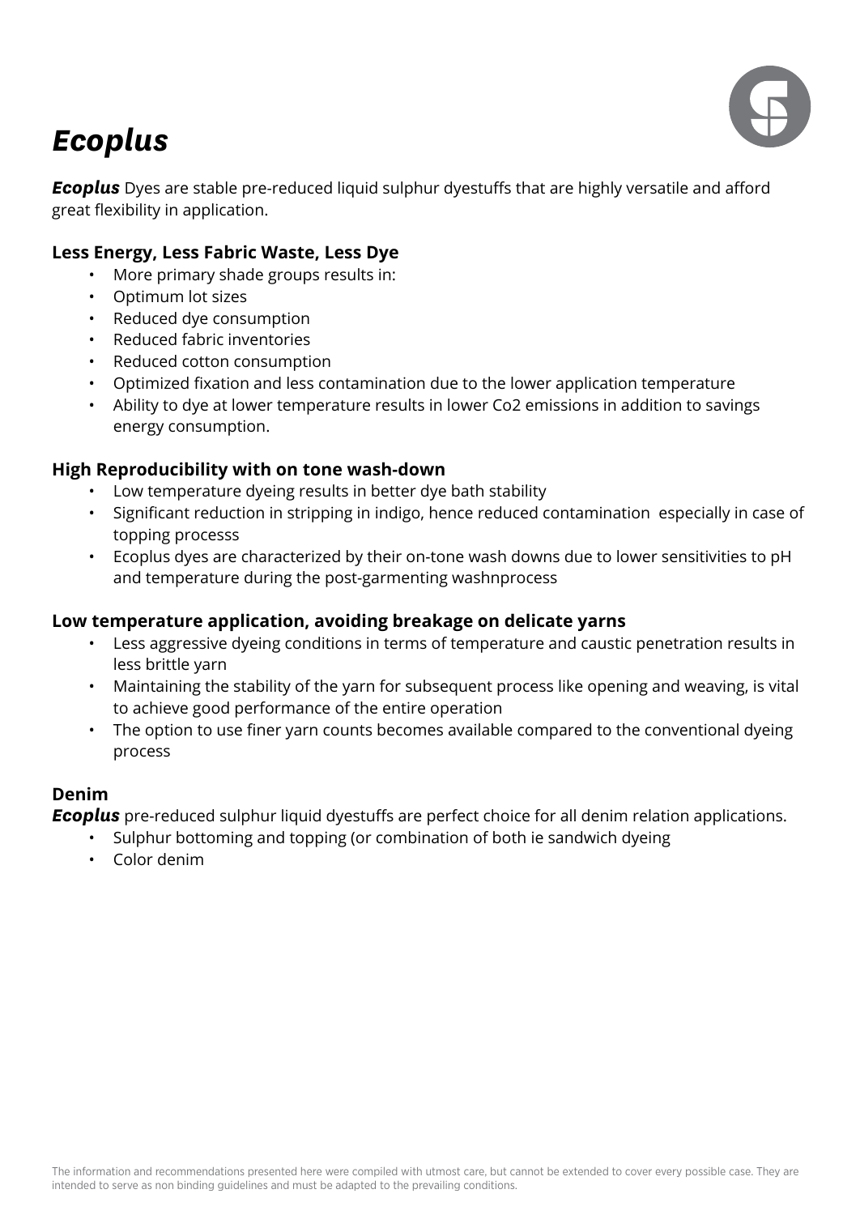# *Ecoplus*

***Ecoplus*** Dyes are stable pre-reduced liquid sulphur dyestuffs that are highly versatile and afford great flexibility in application.

### Less Energy, Less Fabric Waste, Less Dye

- More primary shade groups results in:
- Optimum lot sizes
- Reduced dye consumption
- Reduced fabric inventories
- Reduced cotton consumption
- Optimized fixation and less contamination due to the lower application temperature
- Ability to dye at lower temperature results in lower Co2 emissions in addition to savings energy consumption.

### High Reproducibility with on tone wash-down

- Low temperature dyeing results in better dye bath stability
- Significant reduction in stripping in indigo, hence reduced contamination especially in case of topping processs
- Ecoplus dyes are characterized by their on-tone wash downs due to lower sensitivities to pH and temperature during the post-garmenting washnprocess

### Low temperature application, avoiding breakage on delicate yarns

- Less aggressive dyeing conditions in terms of temperature and caustic penetration results in less brittle yarn
- Maintaining the stability of the yarn for subsequent process like opening and weaving, is vital to achieve good performance of the entire operation
- The option to use finer yarn counts becomes available compared to the conventional dyeing process

### Denim

***Ecoplus*** pre-reduced sulphur liquid dyestuffs are perfect choice for all denim relation applications.

- Sulphur bottoming and topping (or combination of both ie sandwich dyeing
- Color denim

The information and recommendations presented here were compiled with utmost care, but cannot be extended to cover every possible case. They are intended to serve as non binding guidelines and must be adapted to the prevailing conditions.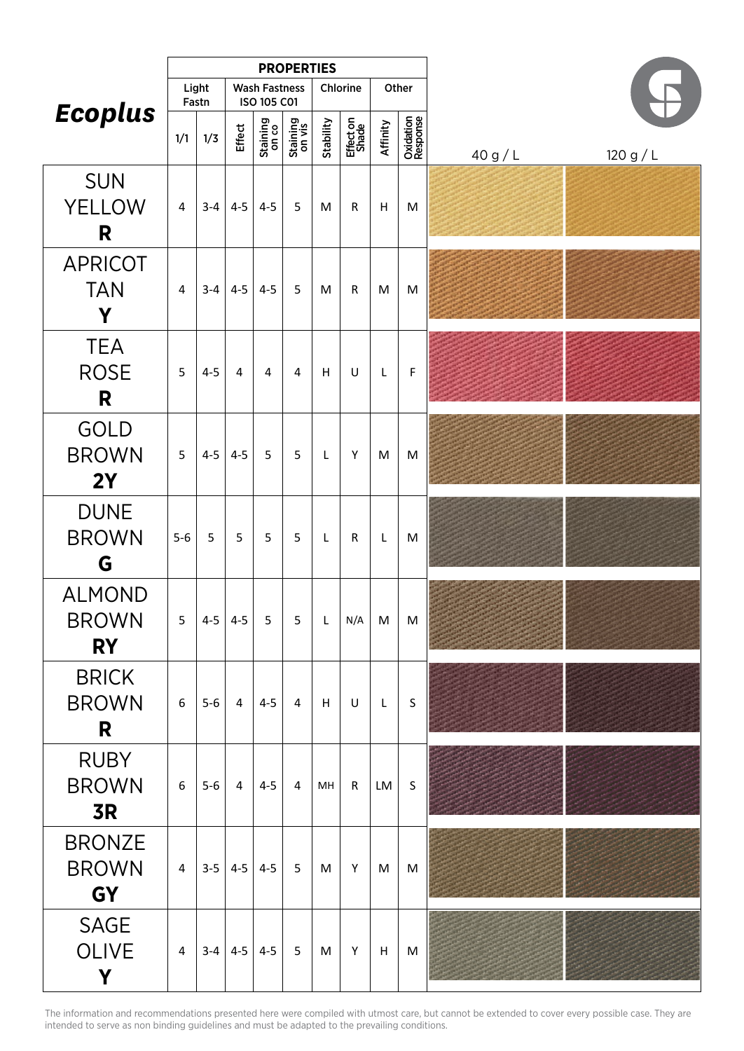# *Ecoplus*

| | PROPERTIES | | | | | | | | | | |
|---|---|---|---|---|---|---|---|---|---|---|---|
| | Light Fastn | | Wash Fastness ISO 105 C01 | | | Chlorine | | Other | | | |
| | 1/1 | 1/3 | Effect | Staining on co | Staining on vis | Stability | Effect on Shade | Affinity | Oxidation Response | 40 g / L | 120 g / L |
| SUN YELLOW **R** | 4 | 3-4 | 4-5 | 4-5 | 5 | M | R | H | M | | |
| APRICOT TAN **Y** | 4 | 3-4 | 4-5 | 4-5 | 5 | M | R | M | M | | |
| TEA ROSE **R** | 5 | 4-5 | 4 | 4 | 4 | H | U | L | F | | |
| GOLD BROWN **2Y** | 5 | 4-5 | 4-5 | 5 | 5 | L | Y | M | M | | |
| DUNE BROWN **G** | 5-6 | 5 | 5 | 5 | 5 | L | R | L | M | | |
| ALMOND BROWN **RY** | 5 | 4-5 | 4-5 | 5 | 5 | L | N/A | M | M | | |
| BRICK BROWN **R** | 6 | 5-6 | 4 | 4-5 | 4 | H | U | L | S | | |
| RUBY BROWN **3R** | 6 | 5-6 | 4 | 4-5 | 4 | MH | R | LM | S | | |
| BRONZE BROWN **GY** | 4 | 3-5 | 4-5 | 4-5 | 5 | M | Y | M | M | | |
| SAGE OLIVE **Y** | 4 | 3-4 | 4-5 | 4-5 | 5 | M | Y | H | M | | |

The information and recommendations presented here were compiled with utmost care, but cannot be extended to cover every possible case. They are intended to serve as non binding guidelines and must be adapted to the prevailing conditions.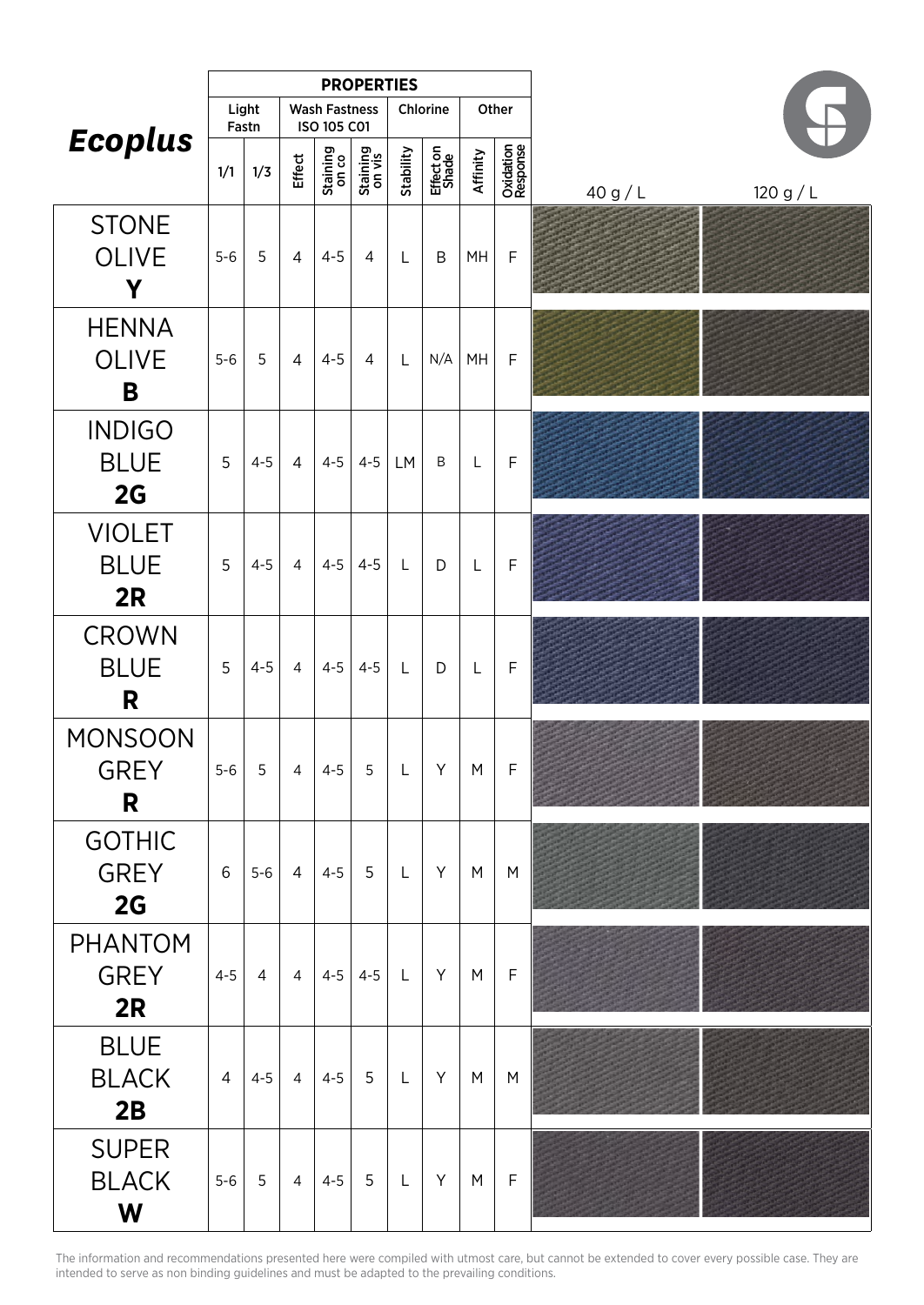# *Ecoplus*

| | PROPERTIES | | | | | | | | | | |
|---|---|---|---|---|---|---|---|---|---|---|---|
| | Light Fastn | | Wash Fastness ISO 105 C01 | | | Chlorine | | Other | | | |
| | 1/1 | 1/3 | Effect | Staining on co | Staining on vis | Stability | Effect on Shade | Affinity | Oxidation Response | 40 g / L | 120 g / L |
| STONE OLIVE **Y** | 5-6 | 5 | 4 | 4-5 | 4 | L | B | MH | F | | |
| HENNA OLIVE **B** | 5-6 | 5 | 4 | 4-5 | 4 | L | N/A | MH | F | | |
| INDIGO BLUE **2G** | 5 | 4-5 | 4 | 4-5 | 4-5 | LM | B | L | F | | |
| VIOLET BLUE **2R** | 5 | 4-5 | 4 | 4-5 | 4-5 | L | D | L | F | | |
| CROWN BLUE **R** | 5 | 4-5 | 4 | 4-5 | 4-5 | L | D | L | F | | |
| MONSOON GREY **R** | 5-6 | 5 | 4 | 4-5 | 5 | L | Y | M | F | | |
| GOTHIC GREY **2G** | 6 | 5-6 | 4 | 4-5 | 5 | L | Y | M | M | | |
| PHANTOM GREY **2R** | 4-5 | 4 | 4 | 4-5 | 4-5 | L | Y | M | F | | |
| BLUE BLACK **2B** | 4 | 4-5 | 4 | 4-5 | 5 | L | Y | M | M | | |
| SUPER BLACK **W** | 5-6 | 5 | 4 | 4-5 | 5 | L | Y | M | F | | |

The information and recommendations presented here were compiled with utmost care, but cannot be extended to cover every possible case. They are intended to serve as non binding guidelines and must be adapted to the prevailing conditions.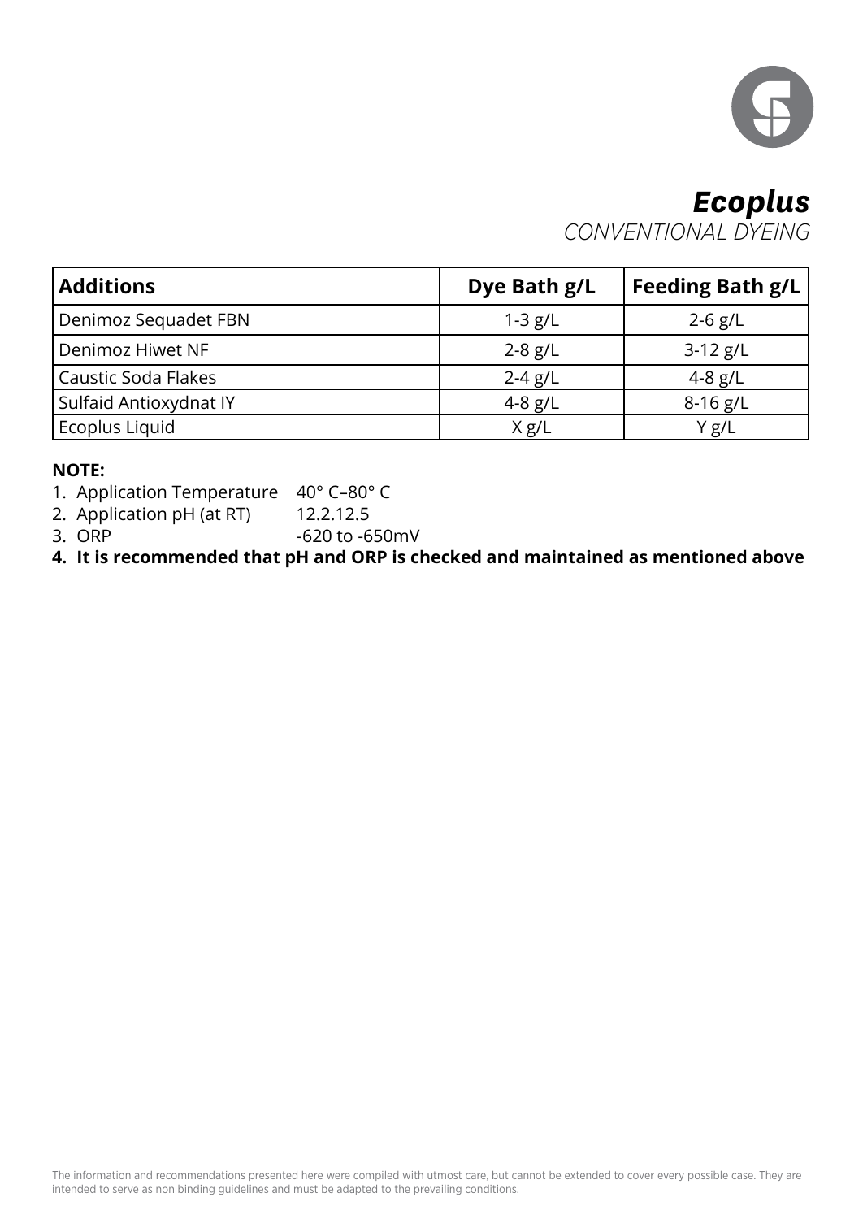# *Ecoplus*

*CONVENTIONAL DYEING*

| Additions | Dye Bath g/L | Feeding Bath g/L |
| --- | --- | --- |
| Denimoz Sequadet FBN | 1-3 g/L | 2-6 g/L |
| Denimoz Hiwet NF | 2-8 g/L | 3-12 g/L |
| Caustic Soda Flakes | 2-4 g/L | 4-8 g/L |
| Sulfaid Antioxydnat IY | 4-8 g/L | 8-16 g/L |
| Ecoplus Liquid | X g/L | Y g/L |

**NOTE:**

1. Application Temperature 40° C–80° C
2. Application pH (at RT) 12.2.12.5
3. ORP -620 to -650mV
4. **It is recommended that pH and ORP is checked and maintained as mentioned above**

The information and recommendations presented here were compiled with utmost care, but cannot be extended to cover every possible case. They are intended to serve as non binding guidelines and must be adapted to the prevailing conditions.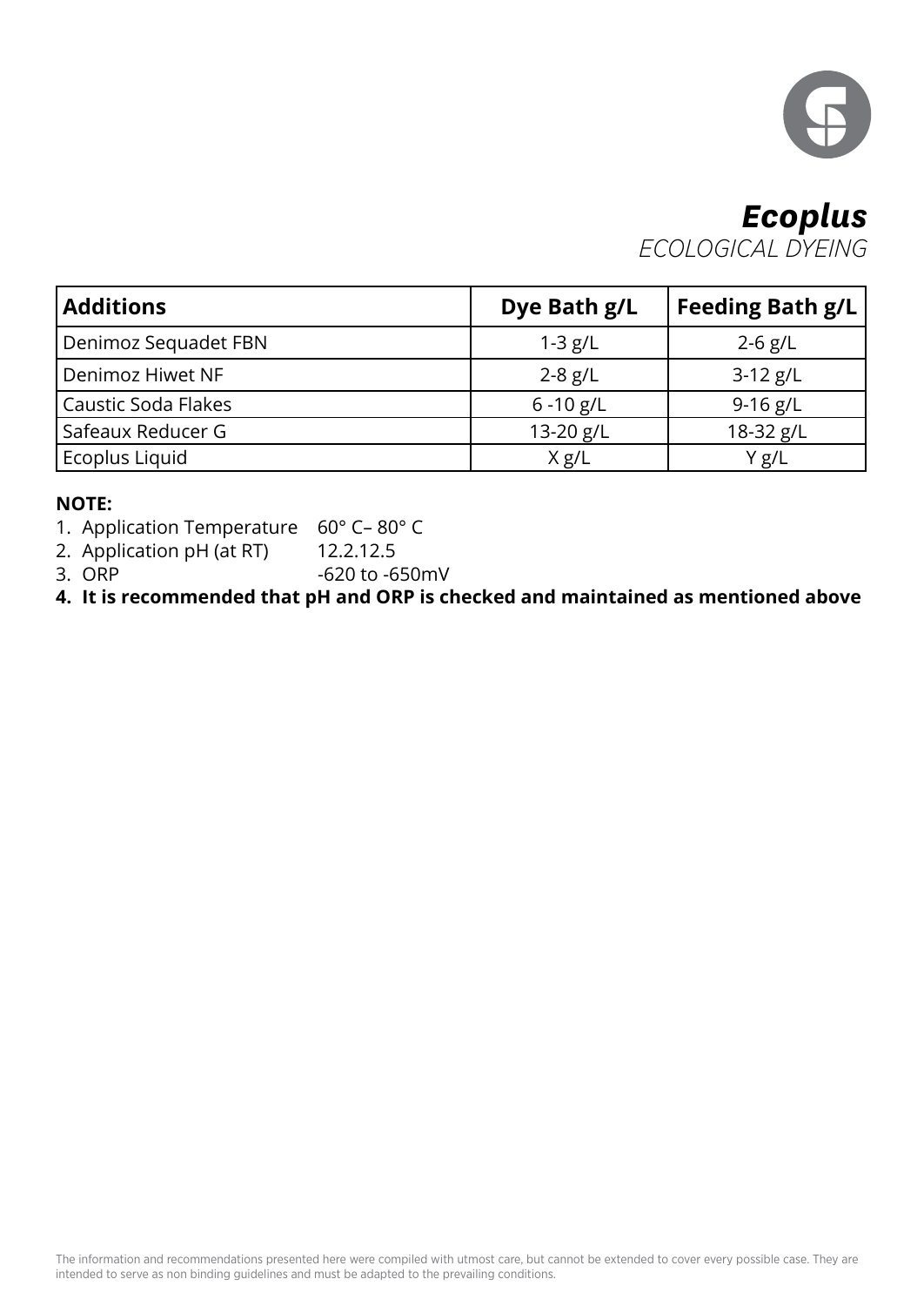# *Ecoplus*

*ECOLOGICAL DYEING*

| **Additions** | **Dye Bath g/L** | **Feeding Bath g/L** |
|---|---|---|
| Denimoz Sequadet FBN | 1-3 g/L | 2-6 g/L |
| Denimoz Hiwet NF | 2-8 g/L | 3-12 g/L |
| Caustic Soda Flakes | 6 -10 g/L | 9-16 g/L |
| Safeaux Reducer G | 13-20 g/L | 18-32 g/L |
| Ecoplus Liquid | X g/L | Y g/L |

**NOTE:**

1. Application Temperature 60° C– 80° C
2. Application pH (at RT) 12.2.12.5
3. ORP -620 to -650mV
4. **It is recommended that pH and ORP is checked and maintained as mentioned above**

The information and recommendations presented here were compiled with utmost care, but cannot be extended to cover every possible case. They are intended to serve as non binding guidelines and must be adapted to the prevailing conditions.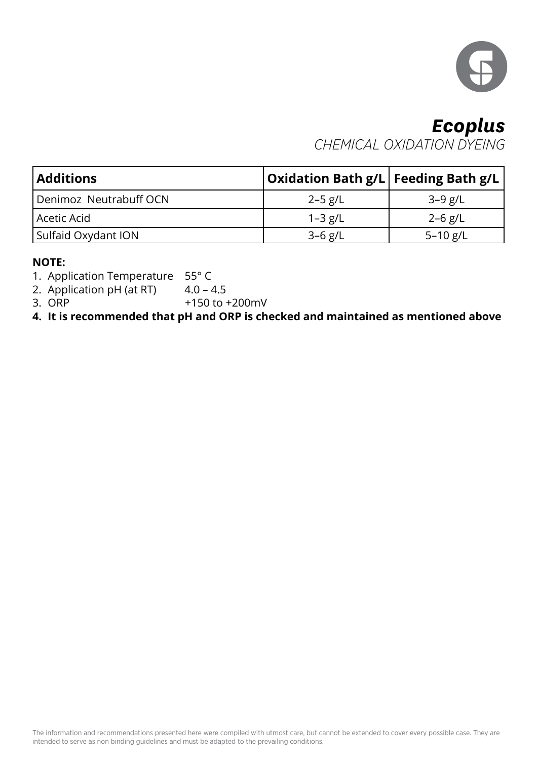# *Ecoplus*

*CHEMICAL OXIDATION DYEING*

| Additions | Oxidation Bath g/L | Feeding Bath g/L |
|---|---|---|
| Denimoz Neutrabuff OCN | 2–5 g/L | 3–9 g/L |
| Acetic Acid | 1–3 g/L | 2–6 g/L |
| Sulfaid Oxydant ION | 3–6 g/L | 5–10 g/L |

**NOTE:**

1. Application Temperature 55° C
2. Application pH (at RT) 4.0 – 4.5
3. ORP +150 to +200mV
4. **It is recommended that pH and ORP is checked and maintained as mentioned above**

The information and recommendations presented here were compiled with utmost care, but cannot be extended to cover every possible case. They are intended to serve as non binding guidelines and must be adapted to the prevailing conditions.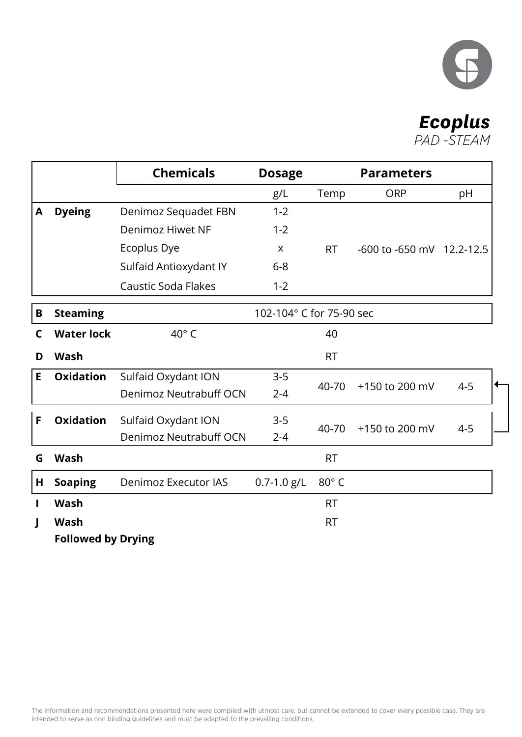# *Ecoplus*

*PAD -STEAM*

| | | Chemicals | Dosage | Parameters | | |
|---|---|---|---|---|---|---|
| | | | g/L | Temp | ORP | pH |
| A | **Dyeing** | Denimoz Sequadet FBN | 1-2 | RT | -600 to -650 mV | 12.2-12.5 |
| | | Denimoz Hiwet NF | 1-2 | | | |
| | | Ecoplus Dye | x | | | |
| | | Sulfaid Antioxydant IY | 6-8 | | | |
| | | Caustic Soda Flakes | 1-2 | | | |
| B | **Steaming** | 102-104° C for 75-90 sec | | | | |
| C | **Water lock** | 40° C | | 40 | | |
| D | **Wash** | | | RT | | |
| E | **Oxidation** | Sulfaid Oxydant ION | 3-5 | 40-70 | +150 to 200 mV | 4-5 |
| | | Denimoz Neutrabuff OCN | 2-4 | | | |
| F | **Oxidation** | Sulfaid Oxydant ION | 3-5 | 40-70 | +150 to 200 mV | 4-5 |
| | | Denimoz Neutrabuff OCN | 2-4 | | | |
| G | **Wash** | | | RT | | |
| H | **Soaping** | Denimoz Executor IAS | 0.7-1.0 g/L | 80° C | | |
| I | **Wash** | | | RT | | |
| J | **Wash** | | | RT | | |
| | **Followed by Drying** | | | | | |

The information and recommendations presented here were compiled with utmost care, but cannot be extended to cover every possible case. They are intended to serve as non binding guidelines and must be adapted to the prevailing conditions.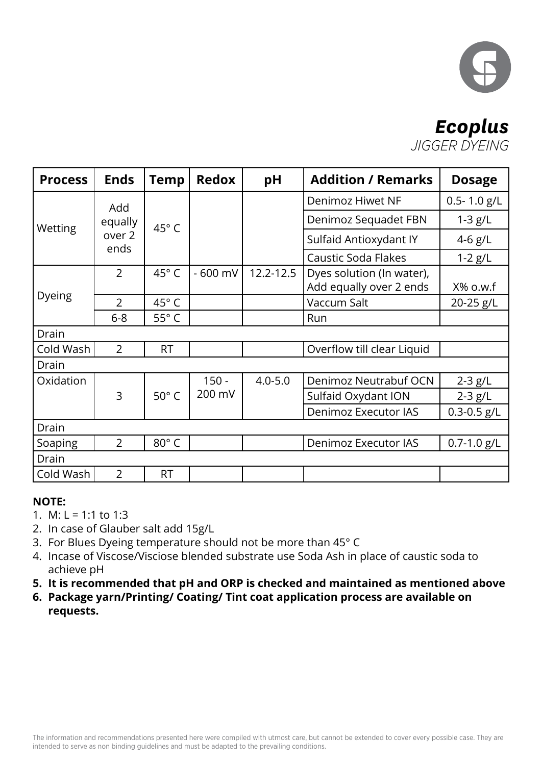# *Ecoplus*

*JIGGER DYEING*

| Process | Ends | Temp | Redox | pH | Addition / Remarks | Dosage |
|---|---|---|---|---|---|---|
| Wetting | Add equally over 2 ends | 45° C | | | Denimoz Hiwet NF | 0.5- 1.0 g/L |
| | | | | | Denimoz Sequadet FBN | 1-3 g/L |
| | | | | | Sulfaid Antioxydant IY | 4-6 g/L |
| | | | | | Caustic Soda Flakes | 1-2 g/L |
| Dyeing | 2 | 45° C | - 600 mV | 12.2-12.5 | Dyes solution (In water), Add equally over 2 ends | X% o.w.f |
| | 2 | 45° C | | | Vaccum Salt | 20-25 g/L |
| | 6-8 | 55° C | | | Run | |
| Drain | | | | | | |
| Cold Wash | 2 | RT | | | Overflow till clear Liquid | |
| Drain | | | | | | |
| Oxidation | 3 | 50° C | 150 - 200 mV | 4.0-5.0 | Denimoz Neutrabuf OCN | 2-3 g/L |
| | | | | | Sulfaid Oxydant ION | 2-3 g/L |
| | | | | | Denimoz Executor IAS | 0.3-0.5 g/L |
| Drain | | | | | | |
| Soaping | 2 | 80° C | | | Denimoz Executor IAS | 0.7-1.0 g/L |
| Drain | | | | | | |
| Cold Wash | 2 | RT | | | | |

**NOTE:**

1. M: L = 1:1 to 1:3
2. In case of Glauber salt add 15g/L
3. For Blues Dyeing temperature should not be more than 45° C
4. Incase of Viscose/Visciose blended substrate use Soda Ash in place of caustic soda to achieve pH
5. **It is recommended that pH and ORP is checked and maintained as mentioned above**
6. **Package yarn/Printing/ Coating/ Tint coat application process are available on requests.**

The information and recommendations presented here were compiled with utmost care, but cannot be extended to cover every possible case. They are intended to serve as non binding guidelines and must be adapted to the prevailing conditions.